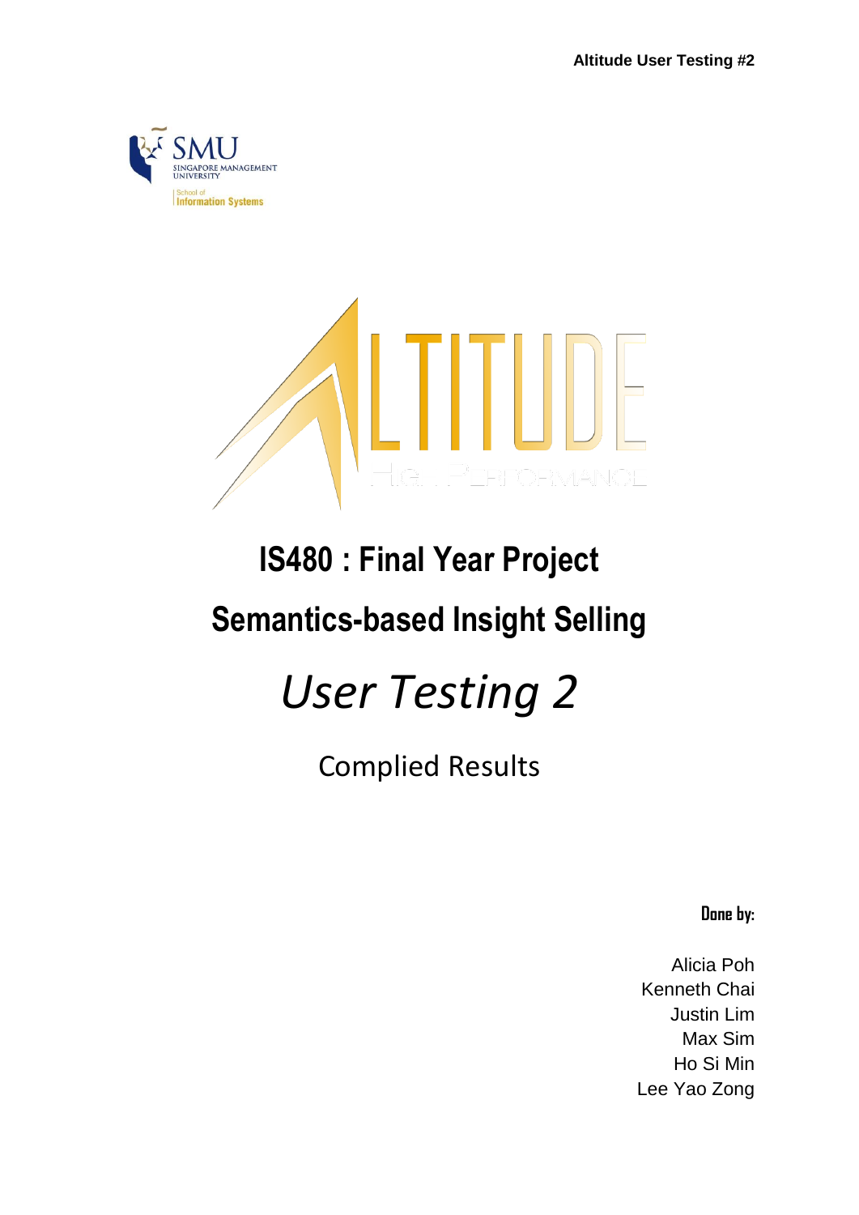# IS480 : Final Year Project

# Semantics-based Insight Selling

# *User Testing 2*

Complied Results

**Done by:**

Alicia Poh
Kenneth Chai
Justin Lim
Max Sim
Ho Si Min
Lee Yao Zong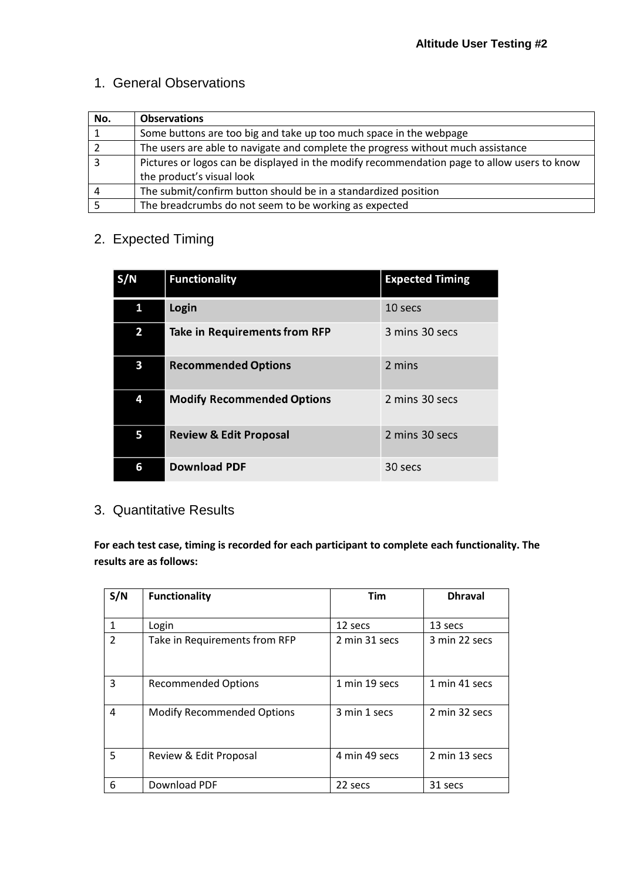## 1. General Observations

| No. | Observations |
| --- | --- |
| 1 | Some buttons are too big and take up too much space in the webpage |
| 2 | The users are able to navigate and complete the progress without much assistance |
| 3 | Pictures or logos can be displayed in the modify recommendation page to allow users to know the product's visual look |
| 4 | The submit/confirm button should be in a standardized position |
| 5 | The breadcrumbs do not seem to be working as expected |

## 2. Expected Timing

| S/N | Functionality | Expected Timing |
| --- | --- | --- |
| 1 | **Login** | 10 secs |
| 2 | **Take in Requirements from RFP** | 3 mins 30 secs |
| 3 | **Recommended Options** | 2 mins |
| 4 | **Modify Recommended Options** | 2 mins 30 secs |
| 5 | **Review & Edit Proposal** | 2 mins 30 secs |
| 6 | **Download PDF** | 30 secs |

## 3. Quantitative Results

**For each test case, timing is recorded for each participant to complete each functionality. The results are as follows:**

| S/N | Functionality | Tim | Dhraval |
| --- | --- | --- | --- |
| 1 | Login | 12 secs | 13 secs |
| 2 | Take in Requirements from RFP | 2 min 31 secs | 3 min 22 secs |
| 3 | Recommended Options | 1 min 19 secs | 1 min 41 secs |
| 4 | Modify Recommended Options | 3 min 1 secs | 2 min 32 secs |
| 5 | Review & Edit Proposal | 4 min 49 secs | 2 min 13 secs |
| 6 | Download PDF | 22 secs | 31 secs |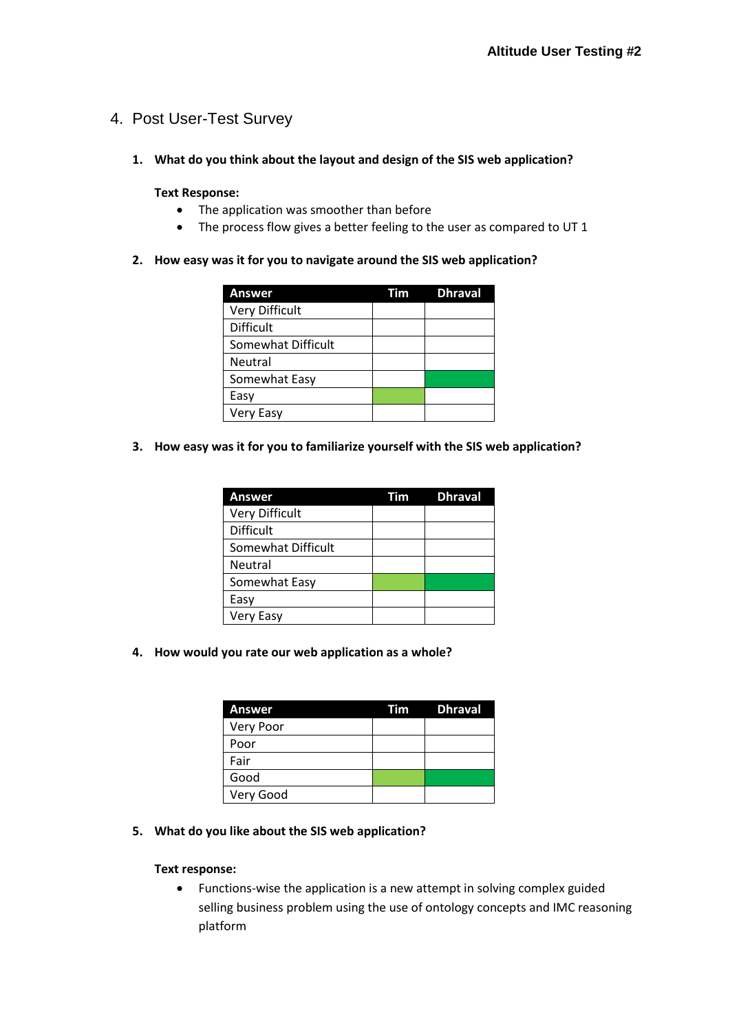## 4. Post User-Test Survey

**1. What do you think about the layout and design of the SIS web application?**

**Text Response:**

- The application was smoother than before
- The process flow gives a better feeling to the user as compared to UT 1

**2. How easy was it for you to navigate around the SIS web application?**

| Answer | Tim | Dhraval |
|---|---|---|
| Very Difficult | | |
| Difficult | | |
| Somewhat Difficult | | |
| Neutral | | |
| Somewhat Easy | | ✓ |
| Easy | ✓ | |
| Very Easy | | |

**3. How easy was it for you to familiarize yourself with the SIS web application?**

| Answer | Tim | Dhraval |
|---|---|---|
| Very Difficult | | |
| Difficult | | |
| Somewhat Difficult | | |
| Neutral | | |
| Somewhat Easy | ✓ | ✓ |
| Easy | | |
| Very Easy | | |

**4. How would you rate our web application as a whole?**

| Answer | Tim | Dhraval |
|---|---|---|
| Very Poor | | |
| Poor | | |
| Fair | | |
| Good | ✓ | ✓ |
| Very Good | | |

**5. What do you like about the SIS web application?**

**Text response:**

- Functions-wise the application is a new attempt in solving complex guided selling business problem using the use of ontology concepts and IMC reasoning platform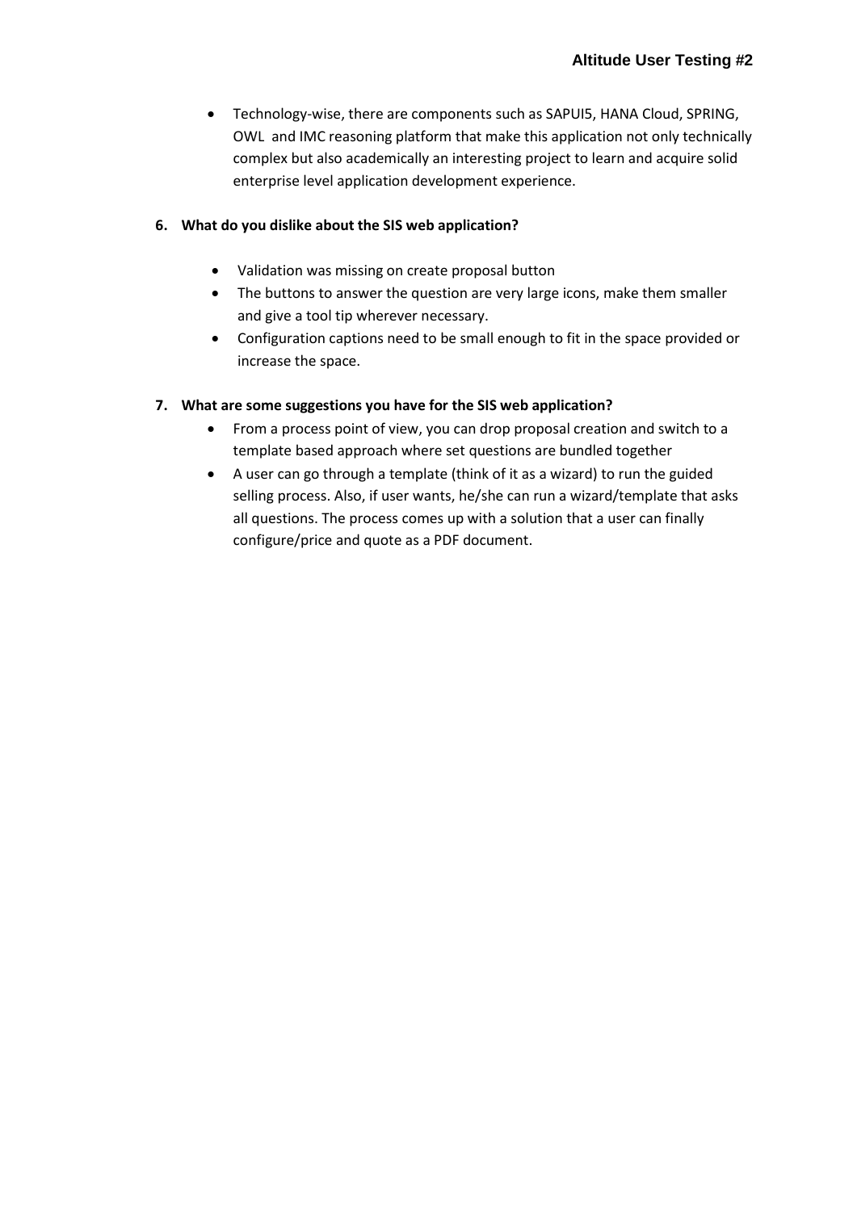- Technology-wise, there are components such as SAPUI5, HANA Cloud, SPRING, OWL and IMC reasoning platform that make this application not only technically complex but also academically an interesting project to learn and acquire solid enterprise level application development experience.

**6. What do you dislike about the SIS web application?**

- Validation was missing on create proposal button
- The buttons to answer the question are very large icons, make them smaller and give a tool tip wherever necessary.
- Configuration captions need to be small enough to fit in the space provided or increase the space.

**7. What are some suggestions you have for the SIS web application?**

- From a process point of view, you can drop proposal creation and switch to a template based approach where set questions are bundled together
- A user can go through a template (think of it as a wizard) to run the guided selling process. Also, if user wants, he/she can run a wizard/template that asks all questions. The process comes up with a solution that a user can finally configure/price and quote as a PDF document.